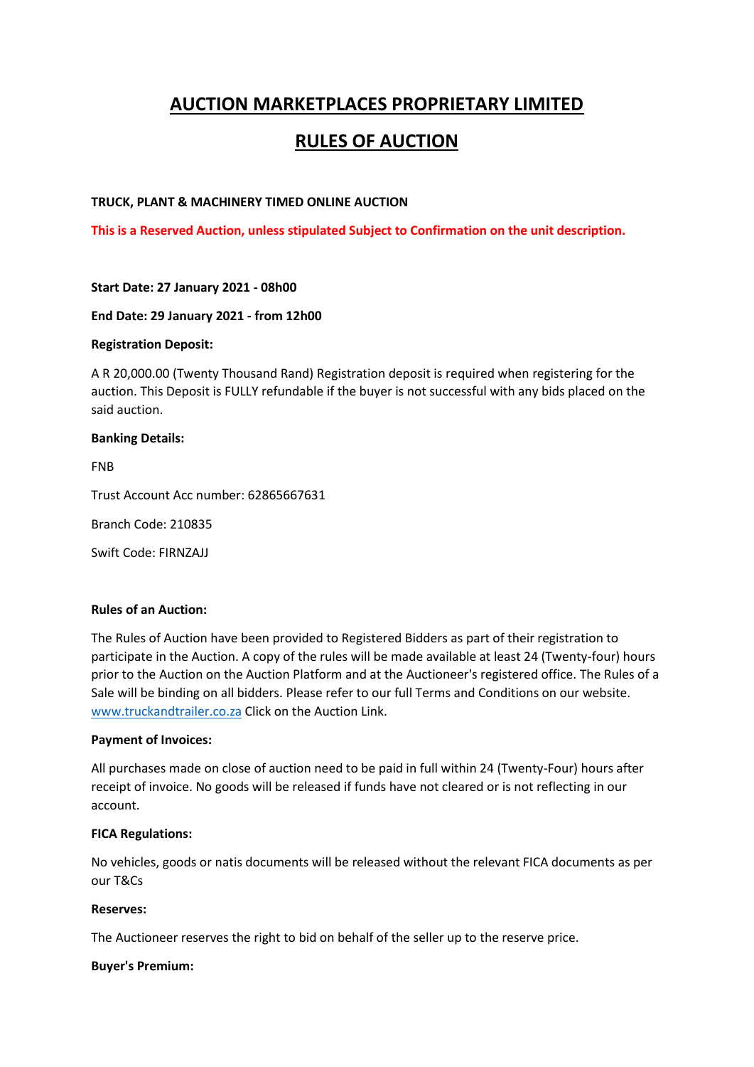# AUCTION MARKETPLACES PROPRIETARY LIMITED

# RULES OF AUCTION

**TRUCK, PLANT & MACHINERY TIMED ONLINE AUCTION**

**This is a Reserved Auction, unless stipulated Subject to Confirmation on the unit description.**

**Start Date: 27 January 2021 - 08h00**

**End Date: 29 January 2021 - from 12h00**

**Registration Deposit:**

A R 20,000.00 (Twenty Thousand Rand) Registration deposit is required when registering for the auction. This Deposit is FULLY refundable if the buyer is not successful with any bids placed on the said auction.

**Banking Details:**

FNB

Trust Account Acc number: 62865667631

Branch Code: 210835

Swift Code: FIRNZAJJ

**Rules of an Auction:**

The Rules of Auction have been provided to Registered Bidders as part of their registration to participate in the Auction. A copy of the rules will be made available at least 24 (Twenty-four) hours prior to the Auction on the Auction Platform and at the Auctioneer's registered office. The Rules of a Sale will be binding on all bidders. Please refer to our full Terms and Conditions on our website. www.truckandtrailer.co.za Click on the Auction Link.

**Payment of Invoices:**

All purchases made on close of auction need to be paid in full within 24 (Twenty-Four) hours after receipt of invoice. No goods will be released if funds have not cleared or is not reflecting in our account.

**FICA Regulations:**

No vehicles, goods or natis documents will be released without the relevant FICA documents as per our T&Cs

**Reserves:**

The Auctioneer reserves the right to bid on behalf of the seller up to the reserve price.

**Buyer's Premium:**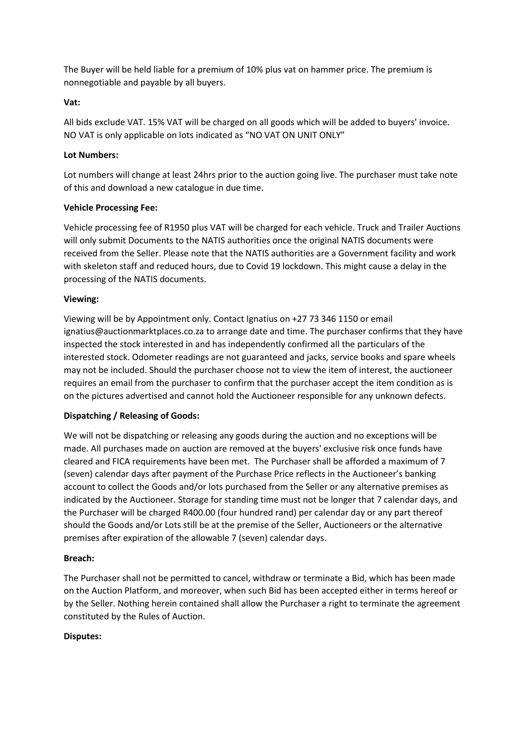The Buyer will be held liable for a premium of 10% plus vat on hammer price. The premium is nonnegotiable and payable by all buyers.

**Vat:**

All bids exclude VAT. 15% VAT will be charged on all goods which will be added to buyers' invoice. NO VAT is only applicable on lots indicated as "NO VAT ON UNIT ONLY"

**Lot Numbers:**

Lot numbers will change at least 24hrs prior to the auction going live. The purchaser must take note of this and download a new catalogue in due time.

**Vehicle Processing Fee:**

Vehicle processing fee of R1950 plus VAT will be charged for each vehicle. Truck and Trailer Auctions will only submit Documents to the NATIS authorities once the original NATIS documents were received from the Seller. Please note that the NATIS authorities are a Government facility and work with skeleton staff and reduced hours, due to Covid 19 lockdown. This might cause a delay in the processing of the NATIS documents.

**Viewing:**

Viewing will be by Appointment only. Contact Ignatius on +27 73 346 1150 or email ignatius@auctionmarktplaces.co.za to arrange date and time. The purchaser confirms that they have inspected the stock interested in and has independently confirmed all the particulars of the interested stock. Odometer readings are not guaranteed and jacks, service books and spare wheels may not be included. Should the purchaser choose not to view the item of interest, the auctioneer requires an email from the purchaser to confirm that the purchaser accept the item condition as is on the pictures advertised and cannot hold the Auctioneer responsible for any unknown defects.

**Dispatching / Releasing of Goods:**

We will not be dispatching or releasing any goods during the auction and no exceptions will be made. All purchases made on auction are removed at the buyers' exclusive risk once funds have cleared and FICA requirements have been met. The Purchaser shall be afforded a maximum of 7 (seven) calendar days after payment of the Purchase Price reflects in the Auctioneer's banking account to collect the Goods and/or lots purchased from the Seller or any alternative premises as indicated by the Auctioneer. Storage for standing time must not be longer that 7 calendar days, and the Purchaser will be charged R400.00 (four hundred rand) per calendar day or any part thereof should the Goods and/or Lots still be at the premise of the Seller, Auctioneers or the alternative premises after expiration of the allowable 7 (seven) calendar days.

**Breach:**

The Purchaser shall not be permitted to cancel, withdraw or terminate a Bid, which has been made on the Auction Platform, and moreover, when such Bid has been accepted either in terms hereof or by the Seller. Nothing herein contained shall allow the Purchaser a right to terminate the agreement constituted by the Rules of Auction.

**Disputes:**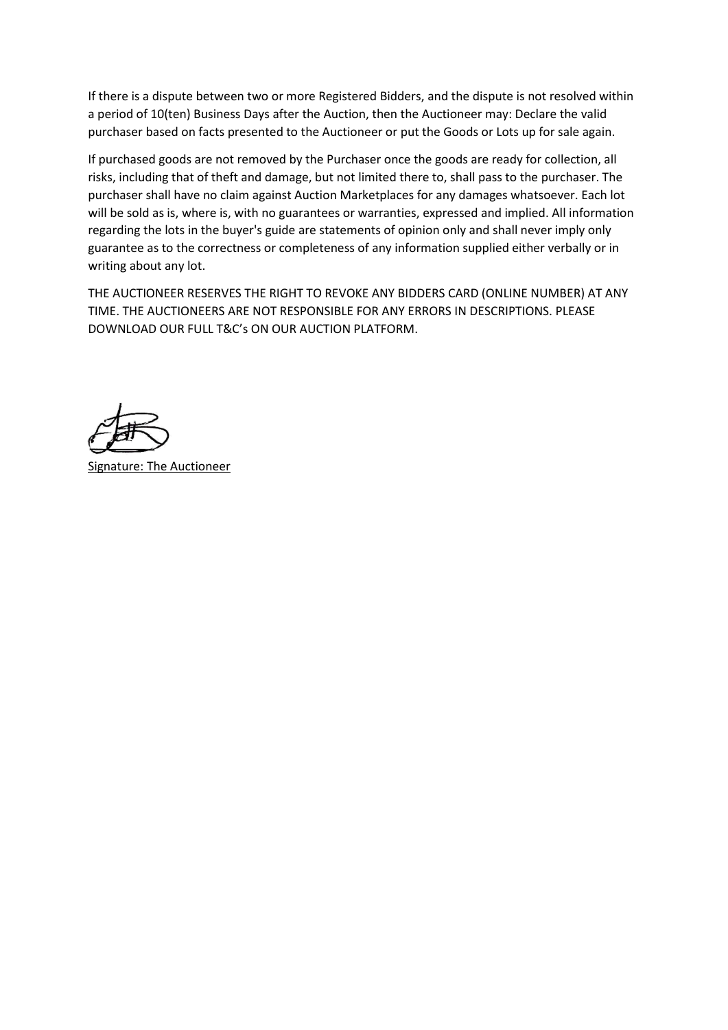If there is a dispute between two or more Registered Bidders, and the dispute is not resolved within a period of 10(ten) Business Days after the Auction, then the Auctioneer may: Declare the valid purchaser based on facts presented to the Auctioneer or put the Goods or Lots up for sale again.

If purchased goods are not removed by the Purchaser once the goods are ready for collection, all risks, including that of theft and damage, but not limited there to, shall pass to the purchaser. The purchaser shall have no claim against Auction Marketplaces for any damages whatsoever. Each lot will be sold as is, where is, with no guarantees or warranties, expressed and implied. All information regarding the lots in the buyer's guide are statements of opinion only and shall never imply only guarantee as to the correctness or completeness of any information supplied either verbally or in writing about any lot.

THE AUCTIONEER RESERVES THE RIGHT TO REVOKE ANY BIDDERS CARD (ONLINE NUMBER) AT ANY TIME. THE AUCTIONEERS ARE NOT RESPONSIBLE FOR ANY ERRORS IN DESCRIPTIONS. PLEASE DOWNLOAD OUR FULL T&C's ON OUR AUCTION PLATFORM.

Signature: The Auctioneer